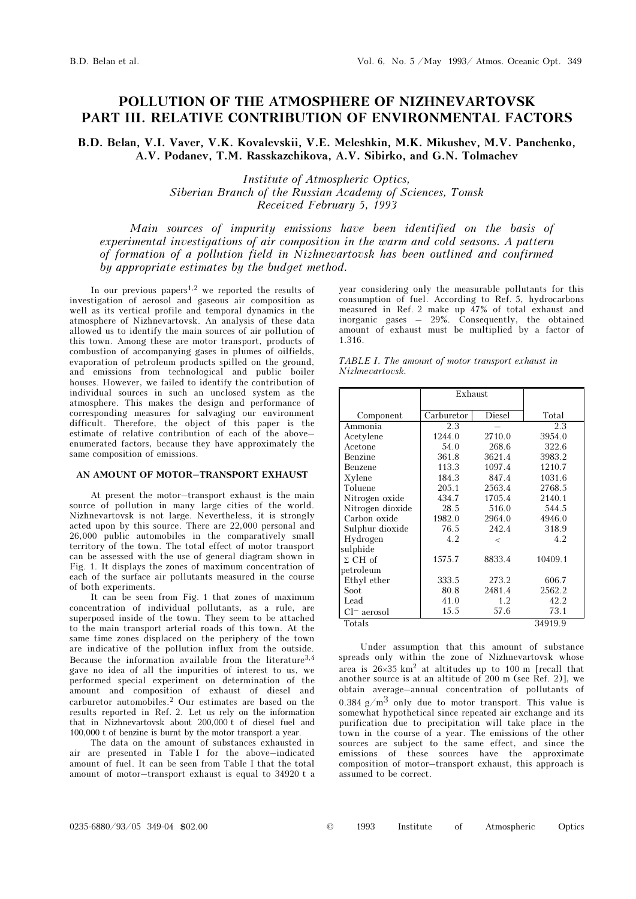# POLLUTION OF THE ATMOSPHERE OF NIZHNEVARTOVSK PART III. RELATIVE CONTRIBUTION OF ENVIRONMENTAL FACTORS

**B.D. Belan, V.I. Vaver, V.K. Kovalevskii, V.E. Meleshkin, M.K. Mikushev, M.V. Panchenko, A.V. Podanev, T.M. Rasskazchikova, A.V. Sibirko, and G.N. Tolmachev**

*Institute of Atmospheric Optics, Siberian Branch of the Russian Academy of Sciences, Tomsk*
*Received February 5, 1993*

*Main sources of impurity emissions have been identified on the basis of experimental investigations of air composition in the warm and cold seasons. A pattern of formation of a pollution field in Nizhnevartovsk has been outlined and confirmed by appropriate estimates by the budget method.*

In our previous papers[1,2] we reported the results of investigation of aerosol and gaseous air composition as well as its vertical profile and temporal dynamics in the atmosphere of Nizhnevartovsk. An analysis of these data allowed us to identify the main sources of air pollution of this town. Among these are motor transport, products of combustion of accompanying gases in plumes of oilfields, evaporation of petroleum products spilled on the ground, and emissions from technological and public boiler houses. However, we failed to identify the contribution of individual sources in such an unclosed system as the atmosphere. This makes the design and performance of corresponding measures for salvaging our environment difficult. Therefore, the object of this paper is the estimate of relative contribution of each of the above–enumerated factors, because they have approximately the same composition of emissions.

## AN AMOUNT OF MOTOR–TRANSPORT EXHAUST

At present the motor–transport exhaust is the main source of pollution in many large cities of the world. Nizhnevartovsk is not large. Nevertheless, it is strongly acted upon by this source. There are 22,000 personal and 26,000 public automobiles in the comparatively small territory of the town. The total effect of motor transport can be assessed with the use of general diagram shown in Fig. 1. It displays the zones of maximum concentration of each of the surface air pollutants measured in the course of both experiments.

It can be seen from Fig. 1 that zones of maximum concentration of individual pollutants, as a rule, are superposed inside of the town. They seem to be attached to the main transport arterial roads of this town. At the same time zones displaced on the periphery of the town are indicative of the pollution influx from the outside. Because the information available from the literature[3,4] gave no idea of all the impurities of interest to us, we performed special experiment on determination of the amount and composition of exhaust of diesel and carburetor automobiles.[2] Our estimates are based on the results reported in Ref. 2. Let us rely on the information that in Nizhnevartovsk about 200,000 t of diesel fuel and 100,000 t of benzine is burnt by the motor transport a year.

The data on the amount of substances exhausted in air are presented in Table I for the above–indicated amount of fuel. It can be seen from Table I that the total amount of motor–transport exhaust is equal to 34920 t a year considering only the measurable pollutants for this consumption of fuel. According to Ref. 5, hydrocarbons measured in Ref. 2 make up 47% of total exhaust and inorganic gases – 29%. Consequently, the obtained amount of exhaust must be multiplied by a factor of 1.316.

*TABLE I. The amount of motor transport exhaust in Nizhnevartovsk.*

| Component | Exhaust | | Total |
|---|---|---|---|
| | Carburetor | Diesel | |
| Ammonia | 2.3 | – | 2.3 |
| Acetylene | 1244.0 | 2710.0 | 3954.0 |
| Acetone | 54.0 | 268.6 | 322.6 |
| Benzine | 361.8 | 3621.4 | 3983.2 |
| Benzene | 113.3 | 1097.4 | 1210.7 |
| Xylene | 184.3 | 847.4 | 1031.6 |
| Toluene | 205.1 | 2563.4 | 2768.5 |
| Nitrogen oxide | 434.7 | 1705.4 | 2140.1 |
| Nitrogen dioxide | 28.5 | 516.0 | 544.5 |
| Carbon oxide | 1982.0 | 2964.0 | 4946.0 |
| Sulphur dioxide | 76.5 | 242.4 | 318.9 |
| Hydrogen sulphide | 4.2 | < | 4.2 |
| Σ CH of petroleum | 1575.7 | 8833.4 | 10409.1 |
| Ethyl ether | 333.5 | 273.2 | 606.7 |
| Soot | 80.8 | 2481.4 | 2562.2 |
| Lead | 41.0 | 1.2 | 42.2 |
| $Cl^-$ aerosol | 15.5 | 57.6 | 73.1 |
| Totals | | | 34919.9 |

Under assumption that this amount of substance spreads only within the zone of Nizhnevartovsk whose area is $26\times35$ km$^2$ at altitudes up to 100 m [recall that another source is at an altitude of 200 m (see Ref. 2)], we obtain average–annual concentration of pollutants of 0.384 g/m$^3$ only due to motor transport. This value is somewhat hypothetical since repeated air exchange and its purification due to precipitation will take place in the town in the course of a year. The emissions of the other sources are subject to the same effect, and since the emissions of these sources have the approximate composition of motor–transport exhaust, this approach is assumed to be correct.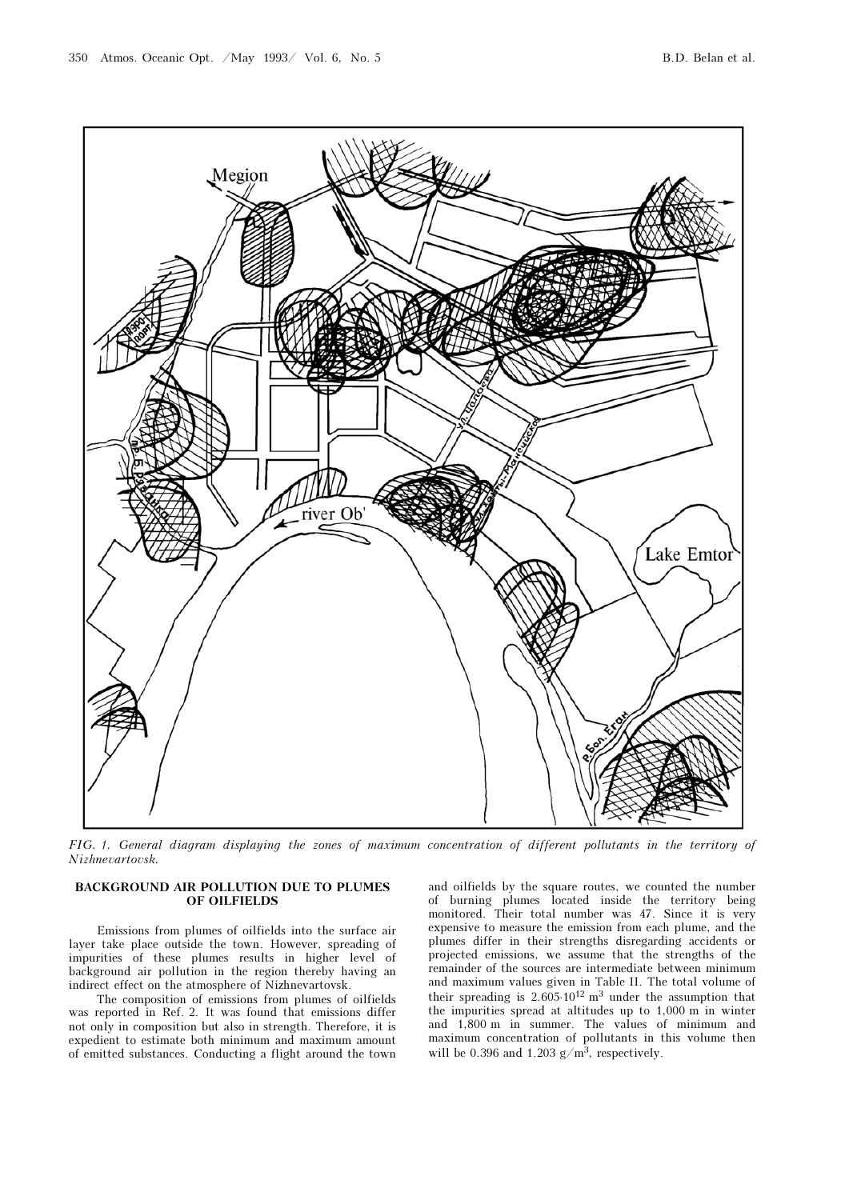*FIG. 1. General diagram displaying the zones of maximum concentration of different pollutants in the territory of Nizhnevartovsk.*

## BACKGROUND AIR POLLUTION DUE TO PLUMES OF OILFIELDS

Emissions from plumes of oilfields into the surface air layer take place outside the town. However, spreading of impurities of these plumes results in higher level of background air pollution in the region thereby having an indirect effect on the atmosphere of Nizhnevartovsk.

The composition of emissions from plumes of oilfields was reported in Ref. 2. It was found that emissions differ not only in composition but also in strength. Therefore, it is expedient to estimate both minimum and maximum amount of emitted substances. Conducting a flight around the town and oilfields by the square routes, we counted the number of burning plumes located inside the territory being monitored. Their total number was 47. Since it is very expensive to measure the emission from each plume, and the plumes differ in their strengths disregarding accidents or projected emissions, we assume that the strengths of the remainder of the sources are intermediate between minimum and maximum values given in Table II. The total volume of their spreading is $2.605 \cdot 10^{12}$ m$^3$ under the assumption that the impurities spread at altitudes up to 1,000 m in winter and 1,800 m in summer. The values of minimum and maximum concentration of pollutants in this volume then will be 0.396 and 1.203 g/m$^3$, respectively.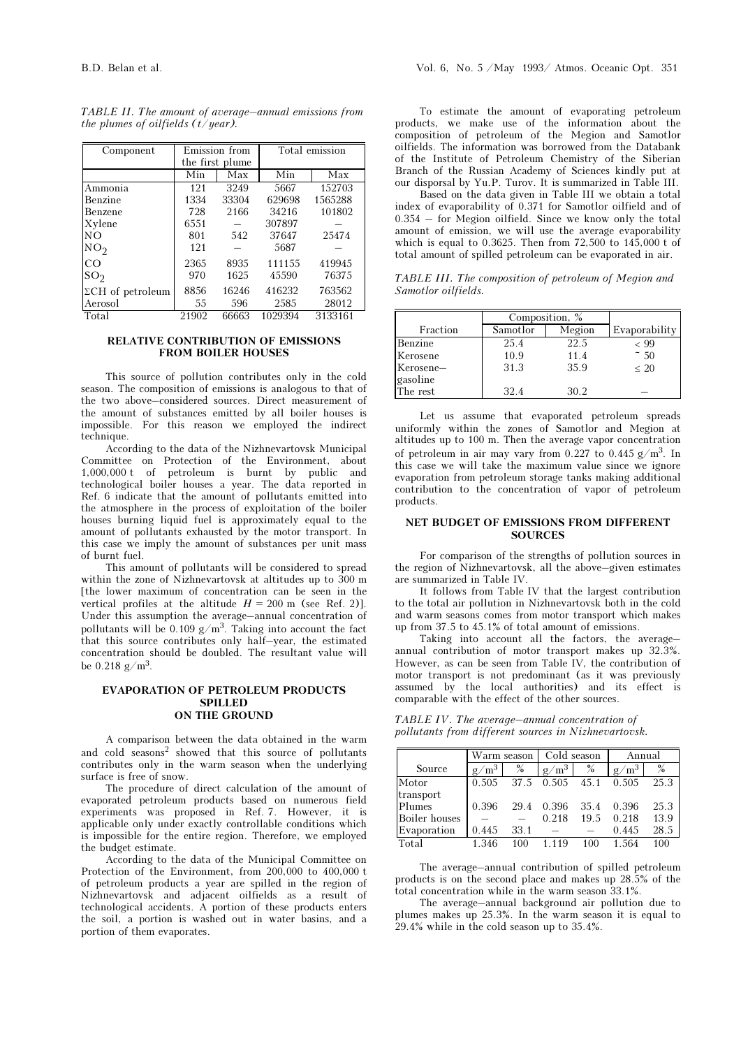*TABLE II. The amount of average–annual emissions from the plumes of oilfields (t/year).*

| Component | Emission from the first plume | | Total emission | |
|---|---|---|---|---|
| | Min | Max | Min | Max |
| Ammonia | 121 | 3249 | 5667 | 152703 |
| Benzine | 1334 | 33304 | 629698 | 1565288 |
| Benzene | 728 | 2166 | 34216 | 101802 |
| Xylene | 6551 | – | 307897 | – |
| NO | 801 | 542 | 37647 | 25474 |
| $NO_2$ | 121 | – | 5687 | – |
| CO | 2365 | 8935 | 111155 | 419945 |
| $SO_2$ | 970 | 1625 | 45590 | 76375 |
| ΣCH of petroleum | 8856 | 16246 | 416232 | 763562 |
| Aerosol | 55 | 596 | 2585 | 28012 |
| Total | 21902 | 66663 | 1029394 | 3133161 |

## RELATIVE CONTRIBUTION OF EMISSIONS FROM BOILER HOUSES

This source of pollution contributes only in the cold season. The composition of emissions is analogous to that of the two above–considered sources. Direct measurement of the amount of substances emitted by all boiler houses is impossible. For this reason we employed the indirect technique.

According to the data of the Nizhnevartovsk Municipal Committee on Protection of the Environment, about 1,000,000 t of petroleum is burnt by public and technological boiler houses a year. The data reported in Ref. 6 indicate that the amount of pollutants emitted into the atmosphere in the process of exploitation of the boiler houses burning liquid fuel is approximately equal to the amount of pollutants exhausted by the motor transport. In this case we imply the amount of substances per unit mass of burnt fuel.

This amount of pollutants will be considered to spread within the zone of Nizhnevartovsk at altitudes up to 300 m [the lower maximum of concentration can be seen in the vertical profiles at the altitude $H = 200$ m (see Ref. 2)]. Under this assumption the average–annual concentration of pollutants will be 0.109 g/m$^3$. Taking into account the fact that this source contributes only half–year, the estimated concentration should be doubled. The resultant value will be 0.218 g/m$^3$.

## EVAPORATION OF PETROLEUM PRODUCTS SPILLED ON THE GROUND

A comparison between the data obtained in the warm and cold seasons[2] showed that this source of pollutants contributes only in the warm season when the underlying surface is free of snow.

The procedure of direct calculation of the amount of evaporated petroleum products based on numerous field experiments was proposed in Ref. 7. However, it is applicable only under exactly controllable conditions which is impossible for the entire region. Therefore, we employed the budget estimate.

According to the data of the Municipal Committee on Protection of the Environment, from 200,000 to 400,000 t of petroleum products a year are spilled in the region of Nizhnevartovsk and adjacent oilfields as a result of technological accidents. A portion of these products enters the soil, a portion is washed out in water basins, and a portion of them evaporates.

To estimate the amount of evaporating petroleum products, we make use of the information about the composition of petroleum of the Megion and Samotlor oilfields. The information was borrowed from the Databank of the Institute of Petroleum Chemistry of the Siberian Branch of the Russian Academy of Sciences kindly put at our disposal by Yu.P. Turov. It is summarized in Table III.

Based on the data given in Table III we obtain a total index of evaporability of 0.371 for Samotlor oilfield and of 0.354 – for Megion oilfield. Since we know only the total amount of emission, we will use the average evaporability which is equal to 0.3625. Then from 72,500 to 145,000 t of total amount of spilled petroleum can be evaporated in air.

*TABLE III. The composition of petroleum of Megion and Samotlor oilfields.*

| | Composition, % | | |
|---|---|---|---|
| Fraction | Samotlor | Megion | Evaporability |
| Benzine | 25.4 | 22.5 | < 99 |
| Kerosene | 10.9 | 11.4 | ~ 50 |
| Kerosene–gasoline | 31.3 | 35.9 | ≤ 20 |
| The rest | 32.4 | 30.2 | – |

Let us assume that evaporated petroleum spreads uniformly within the zones of Samotlor and Megion at altitudes up to 100 m. Then the average vapor concentration of petroleum in air may vary from 0.227 to 0.445 g/m$^3$. In this case we will take the maximum value since we ignore evaporation from petroleum storage tanks making additional contribution to the concentration of vapor of petroleum products.

## NET BUDGET OF EMISSIONS FROM DIFFERENT SOURCES

For comparison of the strengths of pollution sources in the region of Nizhnevartovsk, all the above–given estimates are summarized in Table IV.

It follows from Table IV that the largest contribution to the total air pollution in Nizhnevartovsk both in the cold and warm seasons comes from motor transport which makes up from 37.5 to 45.1% of total amount of emissions.

Taking into account all the factors, the average–annual contribution of motor transport makes up 32.3%. However, as can be seen from Table IV, the contribution of motor transport is not predominant (as it was previously assumed by the local authorities) and its effect is comparable with the effect of the other sources.

*TABLE IV. The average–annual concentration of pollutants from different sources in Nizhnevartovsk.*

| | Warm season | | Cold season | | Annual | |
|---|---|---|---|---|---|---|
| Source | g/m$^3$ | % | g/m$^3$ | % | g/m$^3$ | % |
| Motor transport | 0.505 | 37.5 | 0.505 | 45.1 | 0.505 | 25.3 |
| Plumes | 0.396 | 29.4 | 0.396 | 35.4 | 0.396 | 25.3 |
| Boiler houses | – | – | 0.218 | 19.5 | 0.218 | 13.9 |
| Evaporation | 0.445 | 33.1 | – | – | 0.445 | 28.5 |
| Total | 1.346 | 100 | 1.119 | 100 | 1.564 | 100 |

The average–annual contribution of spilled petroleum products is on the second place and makes up 28.5% of the total concentration while in the warm season 33.1%.

The average–annual background air pollution due to plumes makes up 25.3%. In the warm season it is equal to 29.4% while in the cold season up to 35.4%.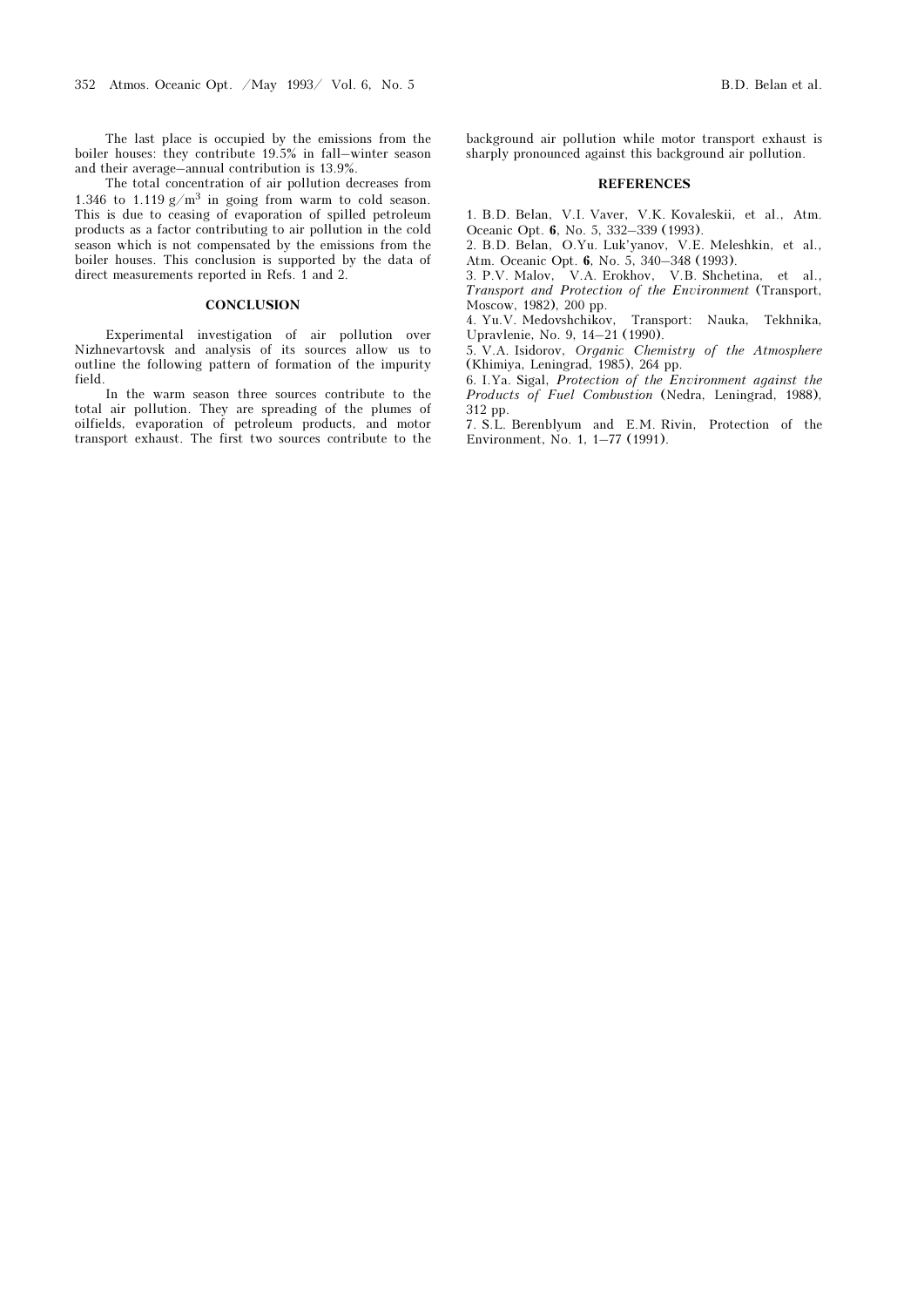The last place is occupied by the emissions from the boiler houses: they contribute 19.5% in fall–winter season and their average–annual contribution is 13.9%.

The total concentration of air pollution decreases from 1.346 to 1.119 $g/m^3$ in going from warm to cold season. This is due to ceasing of evaporation of spilled petroleum products as a factor contributing to air pollution in the cold season which is not compensated by the emissions from the boiler houses. This conclusion is supported by the data of direct measurements reported in Refs. 1 and 2.

## CONCLUSION

Experimental investigation of air pollution over Nizhnevartovsk and analysis of its sources allow us to outline the following pattern of formation of the impurity field.

In the warm season three sources contribute to the total air pollution. They are spreading of the plumes of oilfields, evaporation of petroleum products, and motor transport exhaust. The first two sources contribute to the background air pollution while motor transport exhaust is sharply pronounced against this background air pollution.

## REFERENCES

1. B.D. Belan, V.I. Vaver, V.K. Kovaleskii, et al., Atm. Oceanic Opt. **6**, No. 5, 332–339 (1993).
2. B.D. Belan, O.Yu. Luk'yanov, V.E. Meleshkin, et al., Atm. Oceanic Opt. **6**, No. 5, 340–348 (1993).
3. P.V. Malov, V.A. Erokhov, V.B. Shchetina, et al., *Transport and Protection of the Environment* (Transport, Moscow, 1982), 200 pp.
4. Yu.V. Medovshchikov, Transport: Nauka, Tekhnika, Upravlenie, No. 9, 14–21 (1990).
5. V.A. Isidorov, *Organic Chemistry of the Atmosphere* (Khimiya, Leningrad, 1985), 264 pp.
6. I.Ya. Sigal, *Protection of the Environment against the Products of Fuel Combustion* (Nedra, Leningrad, 1988), 312 pp.
7. S.L. Berenblyum and E.M. Rivin, Protection of the Environment, No. 1, 1–77 (1991).